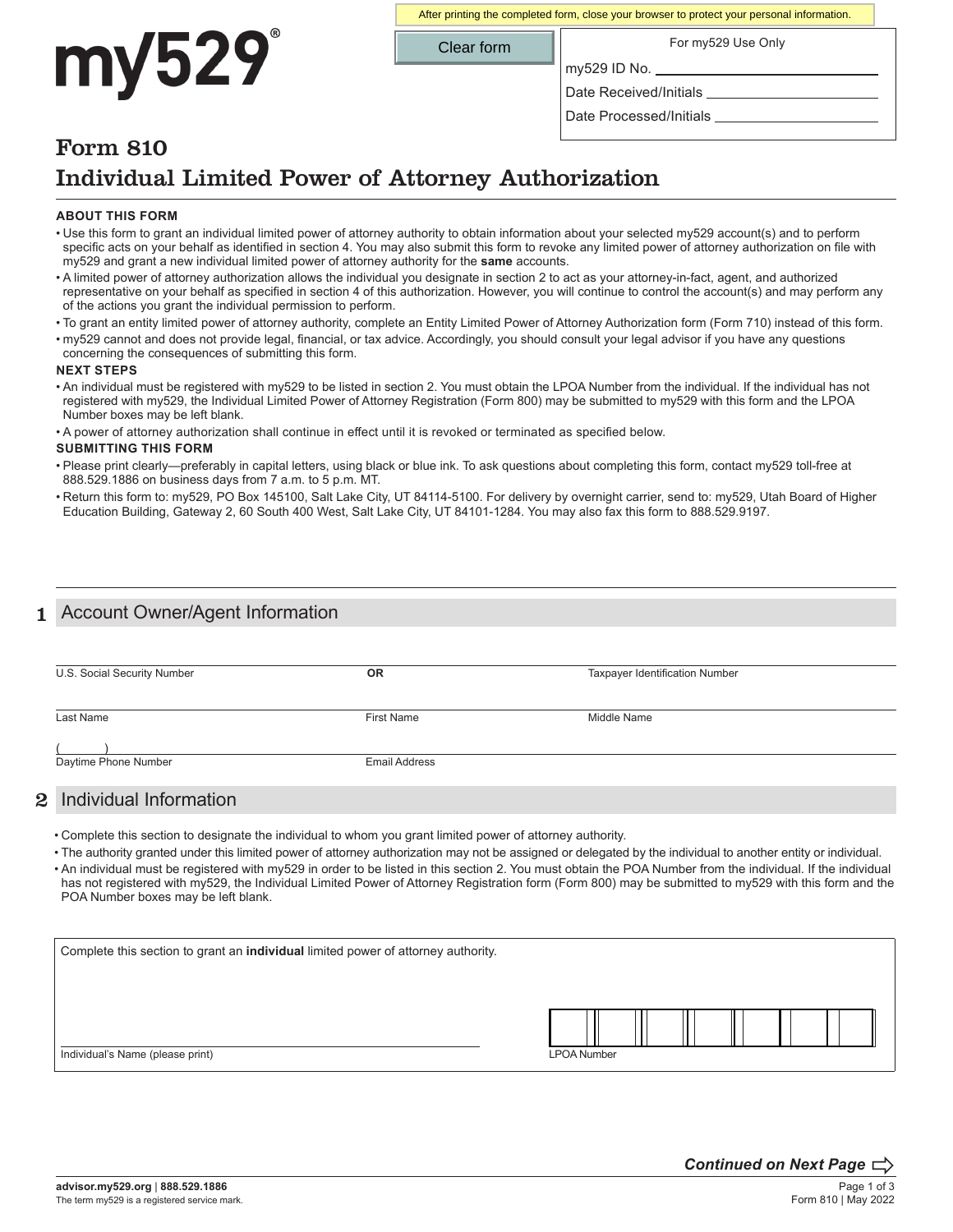After printing the completed form, close your browser to protect your personal information.

# my529®

Clear form

For my529 Use Only

my529 ID No. ______________________

Date Received/Initials ______________________

Date Processed/Initials ______________________

## Form 810
## Individual Limited Power of Attorney Authorization

### ABOUT THIS FORM

- Use this form to grant an individual limited power of attorney authority to obtain information about your selected my529 account(s) and to perform specific acts on your behalf as identified in section 4. You may also submit this form to revoke any limited power of attorney authorization on file with my529 and grant a new individual limited power of attorney authority for the **same** accounts.
- A limited power of attorney authorization allows the individual you designate in section 2 to act as your attorney-in-fact, agent, and authorized representative on your behalf as specified in section 4 of this authorization. However, you will continue to control the account(s) and may perform any of the actions you grant the individual permission to perform.
- To grant an entity limited power of attorney authority, complete an Entity Limited Power of Attorney Authorization form (Form 710) instead of this form.
- my529 cannot and does not provide legal, financial, or tax advice. Accordingly, you should consult your legal advisor if you have any questions concerning the consequences of submitting this form.

### NEXT STEPS

- An individual must be registered with my529 to be listed in section 2. You must obtain the LPOA Number from the individual. If the individual has not registered with my529, the Individual Limited Power of Attorney Registration (Form 800) may be submitted to my529 with this form and the LPOA Number boxes may be left blank.
- A power of attorney authorization shall continue in effect until it is revoked or terminated as specified below.

### SUBMITTING THIS FORM

- Please print clearly—preferably in capital letters, using black or blue ink. To ask questions about completing this form, contact my529 toll-free at 888.529.1886 on business days from 7 a.m. to 5 p.m. MT.
- Return this form to: my529, PO Box 145100, Salt Lake City, UT 84114-5100. For delivery by overnight carrier, send to: my529, Utah Board of Higher Education Building, Gateway 2, 60 South 400 West, Salt Lake City, UT 84101-1284. You may also fax this form to 888.529.9197.

## 1 Account Owner/Agent Information

U.S. Social Security Number ______________________ **OR** Taxpayer Identification Number ______________________

Last Name ______________________ First Name ______________________ Middle Name ______________________

Daytime Phone Number ( ) ______________________ Email Address ______________________

## 2 Individual Information

- Complete this section to designate the individual to whom you grant limited power of attorney authority.
- The authority granted under this limited power of attorney authorization may not be assigned or delegated by the individual to another entity or individual.
- An individual must be registered with my529 in order to be listed in this section 2. You must obtain the POA Number from the individual. If the individual has not registered with my529, the Individual Limited Power of Attorney Registration form (Form 800) may be submitted to my529 with this form and the POA Number boxes may be left blank.

Complete this section to grant an **individual** limited power of attorney authority.

Individual's Name (please print) ______________________

LPOA Number ______________________

***Continued on Next Page***

advisor.my529.org | 888.529.1886

The term my529 is a registered service mark.

Form 810 | May 2022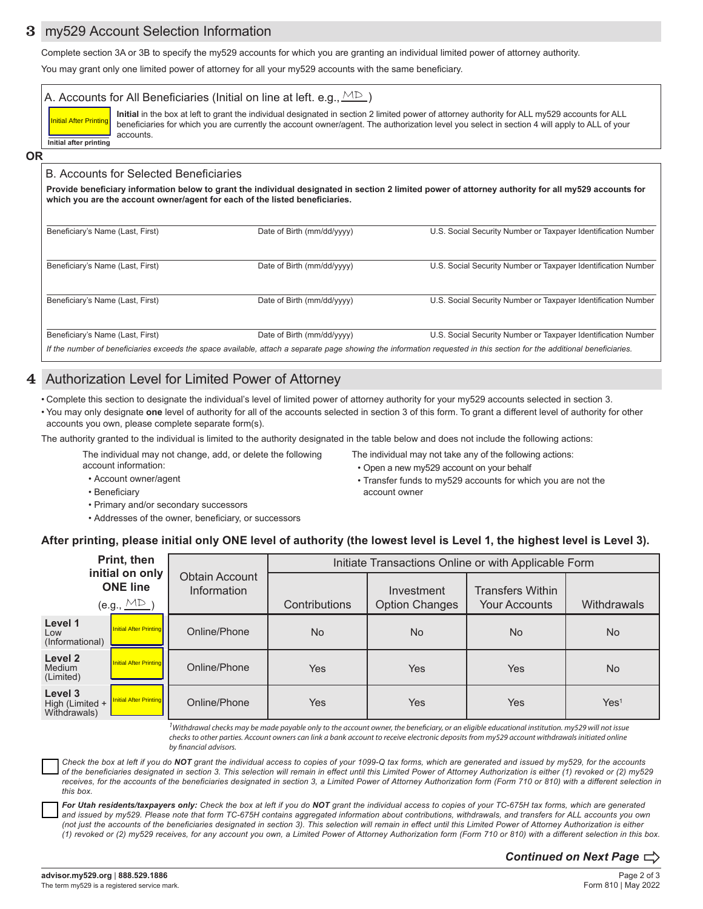## 3 my529 Account Selection Information

Complete section 3A or 3B to specify the my529 accounts for which you are granting an individual limited power of attorney authority.

You may grant only one limited power of attorney for all your my529 accounts with the same beneficiary.

### A. Accounts for All Beneficiaries (Initial on line at left. e.g., MD )

Initial After Printing

Initial after printing

**Initial** in the box at left to grant the individual designated in section 2 limited power of attorney authority for ALL my529 accounts for ALL beneficiaries for which you are currently the account owner/agent. The authorization level you select in section 4 will apply to ALL of your accounts.

**OR**

### B. Accounts for Selected Beneficiaries

**Provide beneficiary information below to grant the individual designated in section 2 limited power of attorney authority for all my529 accounts for which you are the account owner/agent for each of the listed beneficiaries.**

| Beneficiary's Name (Last, First) | Date of Birth (mm/dd/yyyy) | U.S. Social Security Number or Taxpayer Identification Number |
|---|---|---|
| | | |
| Beneficiary's Name (Last, First) | Date of Birth (mm/dd/yyyy) | U.S. Social Security Number or Taxpayer Identification Number |
| | | |
| Beneficiary's Name (Last, First) | Date of Birth (mm/dd/yyyy) | U.S. Social Security Number or Taxpayer Identification Number |
| | | |
| Beneficiary's Name (Last, First) | Date of Birth (mm/dd/yyyy) | U.S. Social Security Number or Taxpayer Identification Number |

*If the number of beneficiaries exceeds the space available, attach a separate page showing the information requested in this section for the additional beneficiaries.*

## 4 Authorization Level for Limited Power of Attorney

- Complete this section to designate the individual's level of limited power of attorney authority for your my529 accounts selected in section 3.
- You may only designate **one** level of authority for all of the accounts selected in section 3 of this form. To grant a different level of authority for other accounts you own, please complete separate form(s).

The authority granted to the individual is limited to the authority designated in the table below and does not include the following actions:

The individual may not change, add, or delete the following account information:

- Account owner/agent
- Beneficiary
- Primary and/or secondary successors
- Addresses of the owner, beneficiary, or successors

The individual may not take any of the following actions:

- Open a new my529 account on your behalf
- Transfer funds to my529 accounts for which you are not the account owner

**After printing, please initial only ONE level of authority (the lowest level is Level 1, the highest level is Level 3).**

| Print, then initial on only ONE line (e.g., MD ) | | Obtain Account Information | Initiate Transactions Online or with Applicable Form | | | |
|---|---|---|---|---|---|---|
| | | | Contributions | Investment Option Changes | Transfers Within Your Accounts | Withdrawals |
| **Level 1** Low (Informational) | Initial After Printing | Online/Phone | No | No | No | No |
| **Level 2** Medium (Limited) | Initial After Printing | Online/Phone | Yes | Yes | Yes | No |
| **Level 3** High (Limited + Withdrawals) | Initial After Printing | Online/Phone | Yes | Yes | Yes | Yes[1] |

*[1]Withdrawal checks may be made payable only to the account owner, the beneficiary, or an eligible educational institution. my529 will not issue checks to other parties. Account owners can link a bank account to receive electronic deposits from my529 account withdrawals initiated online by financial advisors.*

☐ *Check the box at left if you do **NOT** grant the individual access to copies of your 1099-Q tax forms, which are generated and issued by my529, for the accounts of the beneficiaries designated in section 3. This selection will remain in effect until this Limited Power of Attorney Authorization is either (1) revoked or (2) my529 receives, for the accounts of the beneficiaries designated in section 3, a Limited Power of Attorney Authorization form (Form 710 or 810) with a different selection in this box.*

☐ ***For Utah residents/taxpayers only:** Check the box at left if you do **NOT** grant the individual access to copies of your TC-675H tax forms, which are generated and issued by my529. Please note that form TC-675H contains aggregated information about contributions, withdrawals, and transfers for ALL accounts you own (not just the accounts of the beneficiaries designated in section 3). This selection will remain in effect until this Limited Power of Attorney Authorization is either (1) revoked or (2) my529 receives, for any account you own, a Limited Power of Attorney Authorization form (Form 710 or 810) with a different selection in this box.*

***Continued on Next Page***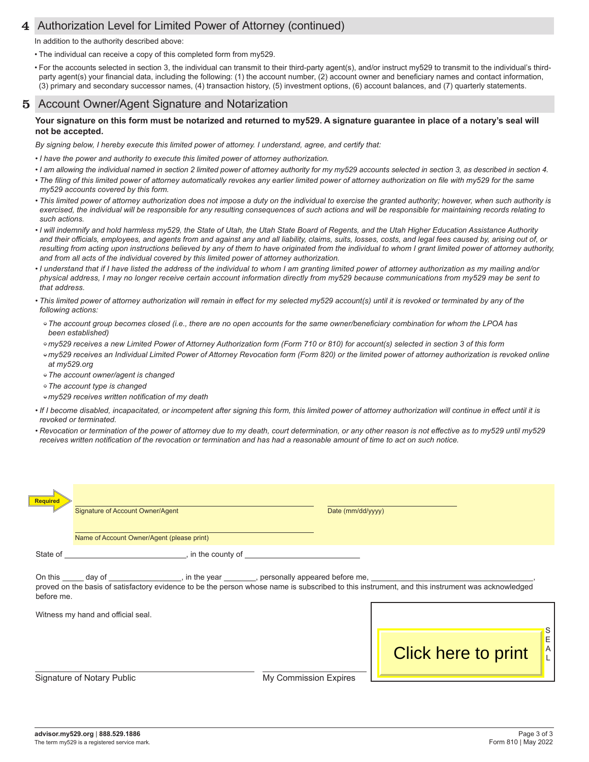## 4 Authorization Level for Limited Power of Attorney (continued)

In addition to the authority described above:

- The individual can receive a copy of this completed form from my529.
- For the accounts selected in section 3, the individual can transmit to their third-party agent(s), and/or instruct my529 to transmit to the individual's third-party agent(s) your financial data, including the following: (1) the account number, (2) account owner and beneficiary names and contact information, (3) primary and secondary successor names, (4) transaction history, (5) investment options, (6) account balances, and (7) quarterly statements.

## 5 Account Owner/Agent Signature and Notarization

**Your signature on this form must be notarized and returned to my529. A signature guarantee in place of a notary's seal will not be accepted.**

*By signing below, I hereby execute this limited power of attorney. I understand, agree, and certify that:*

- *I have the power and authority to execute this limited power of attorney authorization.*
- *I am allowing the individual named in section 2 limited power of attorney authority for my my529 accounts selected in section 3, as described in section 4.*
- *The filing of this limited power of attorney automatically revokes any earlier limited power of attorney authorization on file with my529 for the same my529 accounts covered by this form.*
- *This limited power of attorney authorization does not impose a duty on the individual to exercise the granted authority; however, when such authority is exercised, the individual will be responsible for any resulting consequences of such actions and will be responsible for maintaining records relating to such actions.*
- *I will indemnify and hold harmless my529, the State of Utah, the Utah State Board of Regents, and the Utah Higher Education Assistance Authority and their officials, employees, and agents from and against any and all liability, claims, suits, losses, costs, and legal fees caused by, arising out of, or resulting from acting upon instructions believed by any of them to have originated from the individual to whom I grant limited power of attorney authority, and from all acts of the individual covered by this limited power of attorney authorization.*
- *I understand that if I have listed the address of the individual to whom I am granting limited power of attorney authorization as my mailing and/or physical address, I may no longer receive certain account information directly from my529 because communications from my529 may be sent to that address.*
- *This limited power of attorney authorization will remain in effect for my selected my529 account(s) until it is revoked or terminated by any of the following actions:*
  - *The account group becomes closed (i.e., there are no open accounts for the same owner/beneficiary combination for whom the LPOA has been established)*
  - *my529 receives a new Limited Power of Attorney Authorization form (Form 710 or 810) for account(s) selected in section 3 of this form*
  - *my529 receives an Individual Limited Power of Attorney Revocation form (Form 820) or the limited power of attorney authorization is revoked online at my529.org*
  - *The account owner/agent is changed*
  - *The account type is changed*
  - *my529 receives written notification of my death*
- *If I become disabled, incapacitated, or incompetent after signing this form, this limited power of attorney authorization will continue in effect until it is revoked or terminated.*
- *Revocation or termination of the power of attorney due to my death, court determination, or any other reason is not effective as to my529 until my529 receives written notification of the revocation or termination and has had a reasonable amount of time to act on such notice.*

Required

______________________________ Signature of Account Owner/Agent

______________ Date (mm/dd/yyyy)

______________________________ Name of Account Owner/Agent (please print)

State of ______________________, in the county of ______________________

On this _____ day of ________________, in the year _______, personally appeared before me, ______________________________, proved on the basis of satisfactory evidence to be the person whose name is subscribed to this instrument, and this instrument was acknowledged before me.

Witness my hand and official seal.

SEAL

Click here to print

______________________________ Signature of Notary Public

______________ My Commission Expires

advisor.my529.org | 888.529.1886

The term my529 is a registered service mark.

Form 810 | May 2022